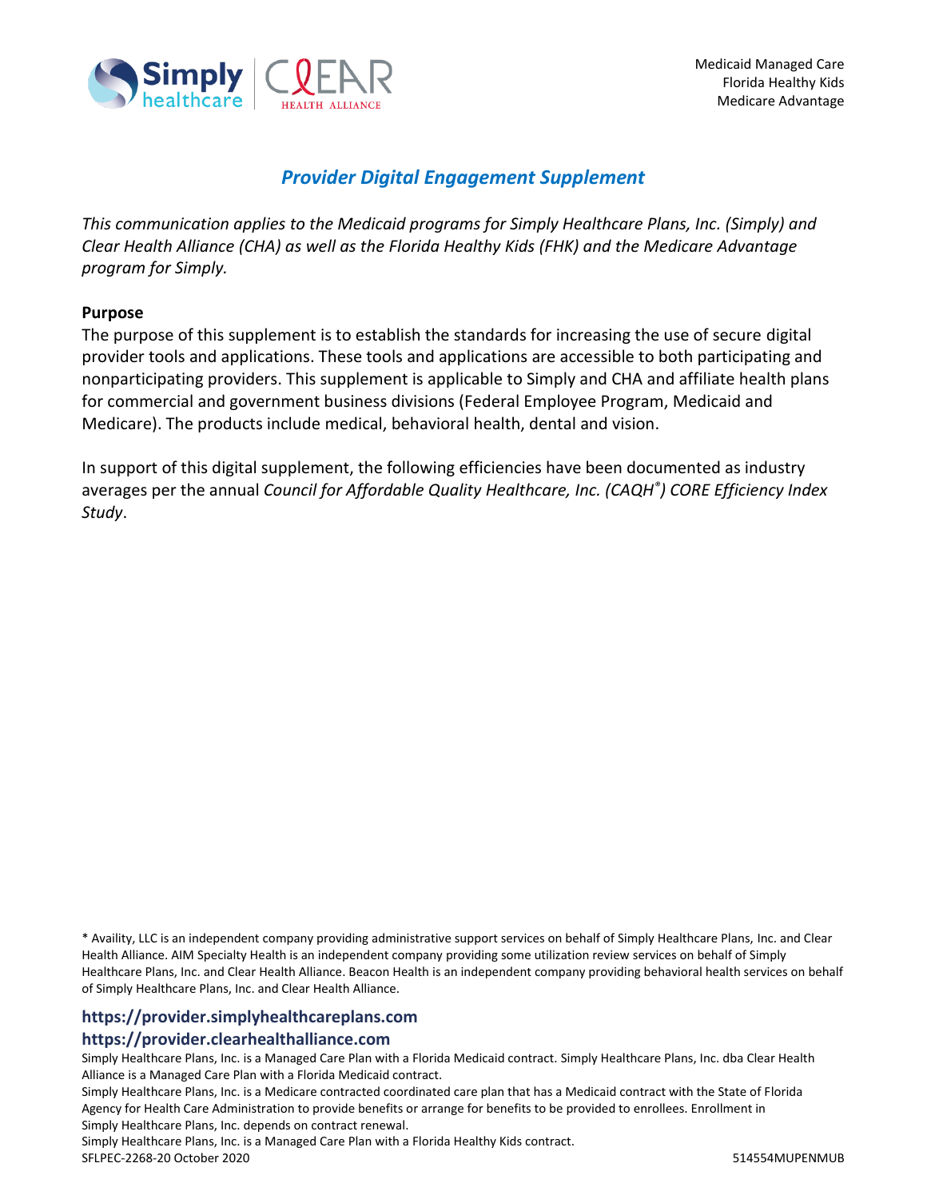Medicaid Managed Care
Florida Healthy Kids
Medicare Advantage

# *Provider Digital Engagement Supplement*

*This communication applies to the Medicaid programs for Simply Healthcare Plans, Inc. (Simply) and Clear Health Alliance (CHA) as well as the Florida Healthy Kids (FHK) and the Medicare Advantage program for Simply.*

**Purpose**

The purpose of this supplement is to establish the standards for increasing the use of secure digital provider tools and applications. These tools and applications are accessible to both participating and nonparticipating providers. This supplement is applicable to Simply and CHA and affiliate health plans for commercial and government business divisions (Federal Employee Program, Medicaid and Medicare). The products include medical, behavioral health, dental and vision.

In support of this digital supplement, the following efficiencies have been documented as industry averages per the annual *Council for Affordable Quality Healthcare, Inc. (CAQH®) CORE Efficiency Index Study*.

\* Availity, LLC is an independent company providing administrative support services on behalf of Simply Healthcare Plans, Inc. and Clear Health Alliance. AIM Specialty Health is an independent company providing some utilization review services on behalf of Simply Healthcare Plans, Inc. and Clear Health Alliance. Beacon Health is an independent company providing behavioral health services on behalf of Simply Healthcare Plans, Inc. and Clear Health Alliance.

**https://provider.simplyhealthcareplans.com**
**https://provider.clearhealthalliance.com**

Simply Healthcare Plans, Inc. is a Managed Care Plan with a Florida Medicaid contract. Simply Healthcare Plans, Inc. dba Clear Health Alliance is a Managed Care Plan with a Florida Medicaid contract.
Simply Healthcare Plans, Inc. is a Medicare contracted coordinated care plan that has a Medicaid contract with the State of Florida Agency for Health Care Administration to provide benefits or arrange for benefits to be provided to enrollees. Enrollment in Simply Healthcare Plans, Inc. depends on contract renewal.
Simply Healthcare Plans, Inc. is a Managed Care Plan with a Florida Healthy Kids contract.
SFLPEC-2268-20 October 2020 514554MUPENMUB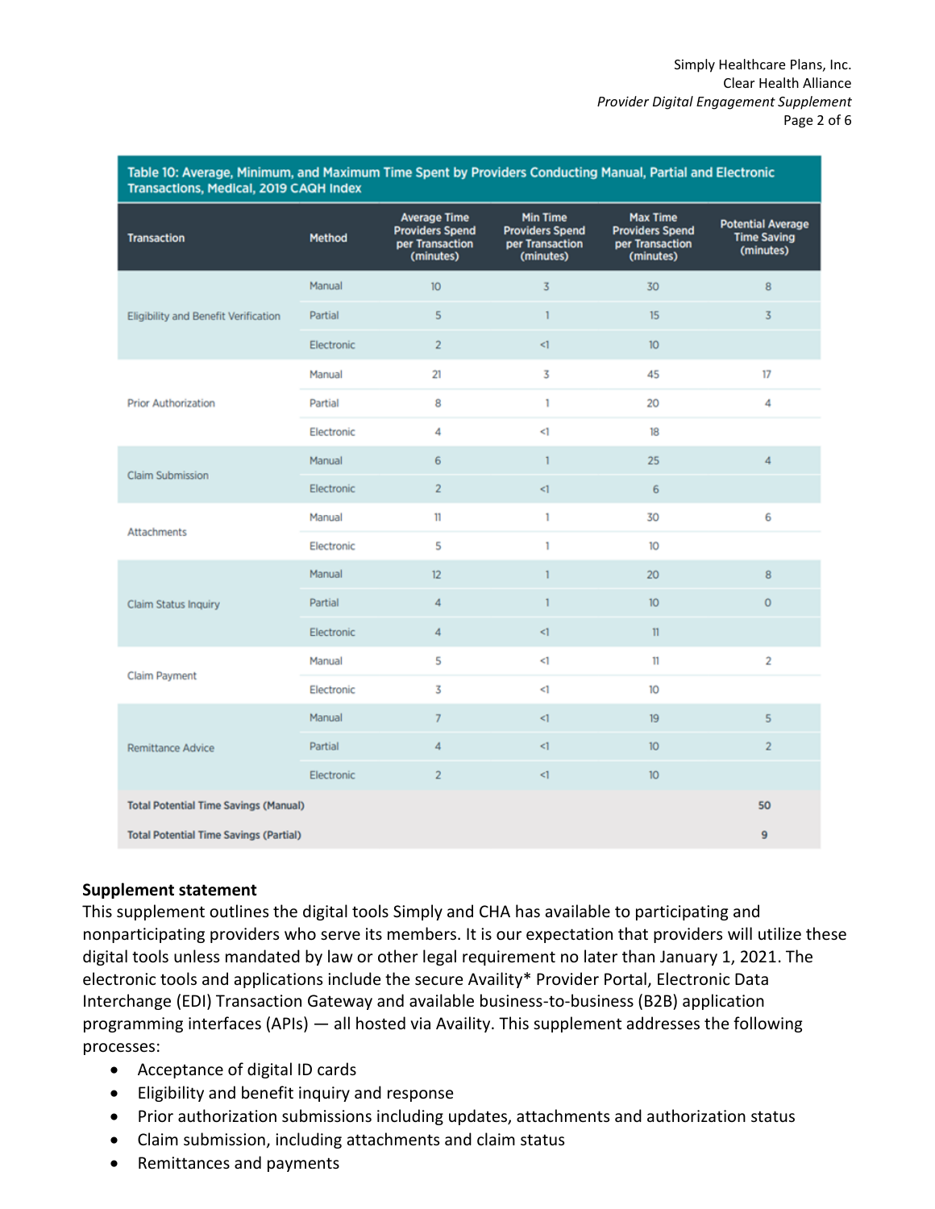**Table 10: Average, Minimum, and Maximum Time Spent by Providers Conducting Manual, Partial and Electronic Transactions, Medical, 2019 CAQH Index**

| Transaction | Method | Average Time Providers Spend per Transaction (minutes) | Min Time Providers Spend per Transaction (minutes) | Max Time Providers Spend per Transaction (minutes) | Potential Average Time Saving (minutes) |
|---|---|---|---|---|---|
| Eligibility and Benefit Verification | Manual | 10 | 3 | 30 | 8 |
| | Partial | 5 | 1 | 15 | 3 |
| | Electronic | 2 | <1 | 10 | |
| Prior Authorization | Manual | 21 | 3 | 45 | 17 |
| | Partial | 8 | 1 | 20 | 4 |
| | Electronic | 4 | <1 | 18 | |
| Claim Submission | Manual | 6 | 1 | 25 | 4 |
| | Electronic | 2 | <1 | 6 | |
| Attachments | Manual | 11 | 1 | 30 | 6 |
| | Electronic | 5 | 1 | 10 | |
| Claim Status Inquiry | Manual | 12 | 1 | 20 | 8 |
| | Partial | 4 | 1 | 10 | 0 |
| | Electronic | 4 | <1 | 11 | |
| Claim Payment | Manual | 5 | <1 | 11 | 2 |
| | Electronic | 3 | <1 | 10 | |
| Remittance Advice | Manual | 7 | <1 | 19 | 5 |
| | Partial | 4 | <1 | 10 | 2 |
| | Electronic | 2 | <1 | 10 | |
| **Total Potential Time Savings (Manual)** | | | | | **50** |
| **Total Potential Time Savings (Partial)** | | | | | **9** |

**Supplement statement**

This supplement outlines the digital tools Simply and CHA has available to participating and nonparticipating providers who serve its members. It is our expectation that providers will utilize these digital tools unless mandated by law or other legal requirement no later than January 1, 2021. The electronic tools and applications include the secure Availity* Provider Portal, Electronic Data Interchange (EDI) Transaction Gateway and available business-to-business (B2B) application programming interfaces (APIs) — all hosted via Availity. This supplement addresses the following processes:

- Acceptance of digital ID cards
- Eligibility and benefit inquiry and response
- Prior authorization submissions including updates, attachments and authorization status
- Claim submission, including attachments and claim status
- Remittances and payments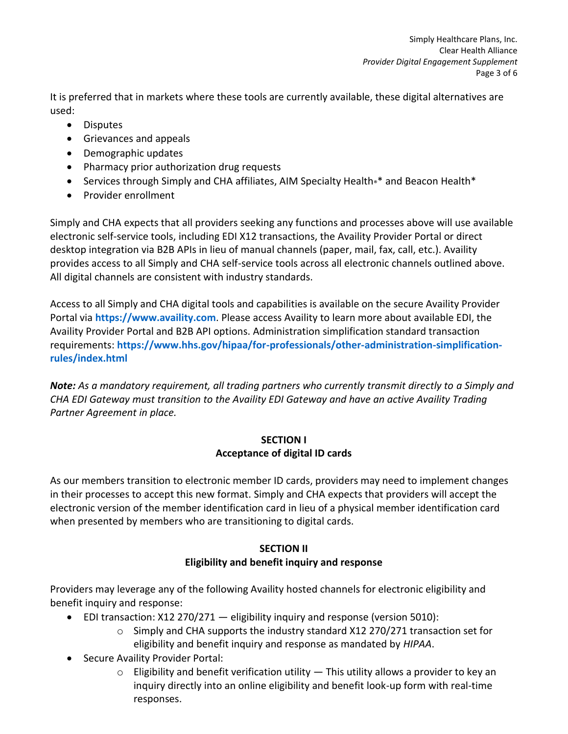It is preferred that in markets where these tools are currently available, these digital alternatives are used:

- Disputes
- Grievances and appeals
- Demographic updates
- Pharmacy prior authorization drug requests
- Services through Simply and CHA affiliates, AIM Specialty Health®* and Beacon Health*
- Provider enrollment

Simply and CHA expects that all providers seeking any functions and processes above will use available electronic self-service tools, including EDI X12 transactions, the Availity Provider Portal or direct desktop integration via B2B APIs in lieu of manual channels (paper, mail, fax, call, etc.). Availity provides access to all Simply and CHA self-service tools across all electronic channels outlined above. All digital channels are consistent with industry standards.

Access to all Simply and CHA digital tools and capabilities is available on the secure Availity Provider Portal via **https://www.availity.com**. Please access Availity to learn more about available EDI, the Availity Provider Portal and B2B API options. Administration simplification standard transaction requirements: **https://www.hhs.gov/hipaa/for-professionals/other-administration-simplification-rules/index.html**

***Note:*** *As a mandatory requirement, all trading partners who currently transmit directly to a Simply and CHA EDI Gateway must transition to the Availity EDI Gateway and have an active Availity Trading Partner Agreement in place.*

## SECTION I
## Acceptance of digital ID cards

As our members transition to electronic member ID cards, providers may need to implement changes in their processes to accept this new format. Simply and CHA expects that providers will accept the electronic version of the member identification card in lieu of a physical member identification card when presented by members who are transitioning to digital cards.

## SECTION II
## Eligibility and benefit inquiry and response

Providers may leverage any of the following Availity hosted channels for electronic eligibility and benefit inquiry and response:

- EDI transaction: X12 270/271 — eligibility inquiry and response (version 5010):
  - Simply and CHA supports the industry standard X12 270/271 transaction set for eligibility and benefit inquiry and response as mandated by *HIPAA*.
- Secure Availity Provider Portal:
  - Eligibility and benefit verification utility — This utility allows a provider to key an inquiry directly into an online eligibility and benefit look-up form with real-time responses.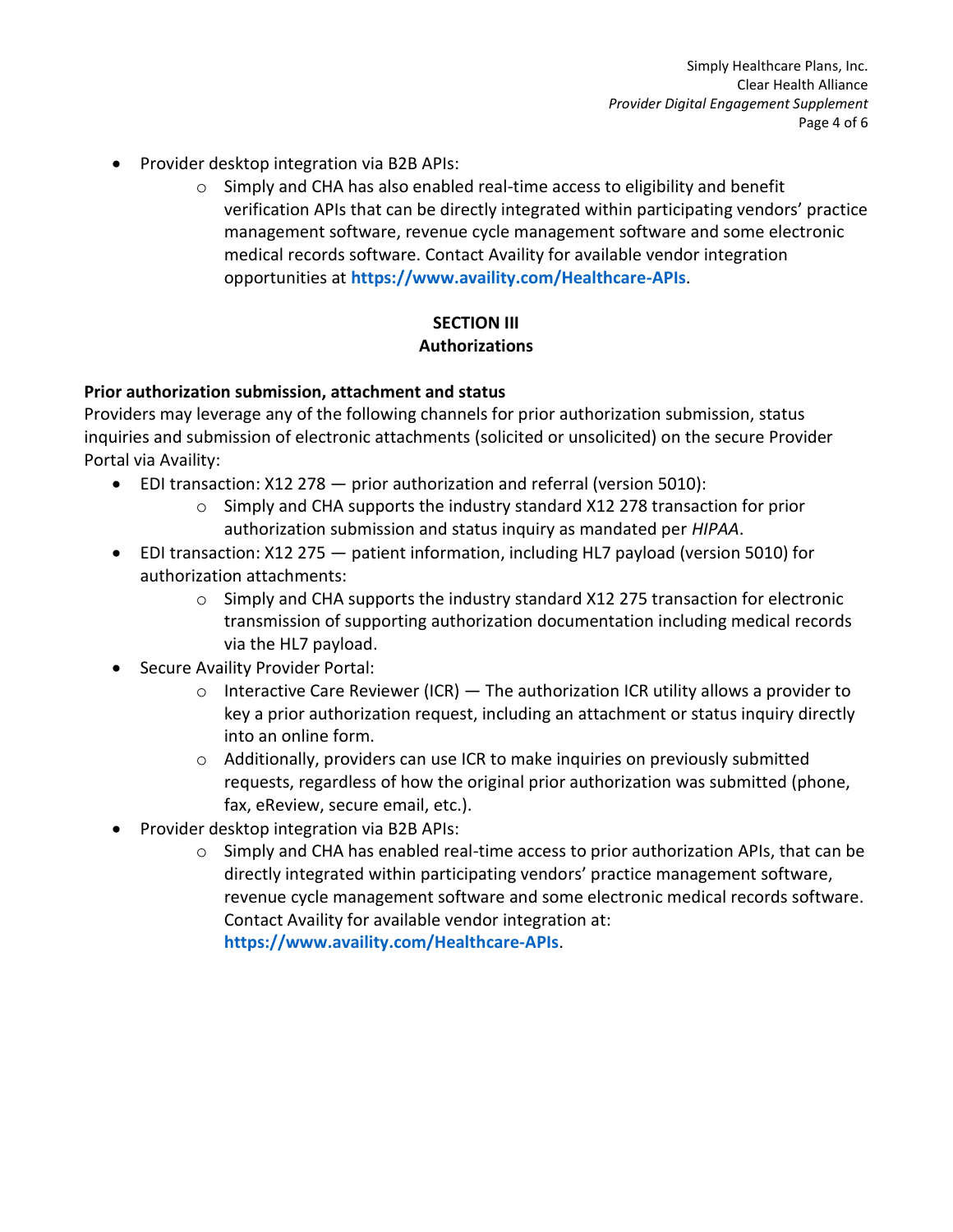- Provider desktop integration via B2B APIs:
    - Simply and CHA has also enabled real-time access to eligibility and benefit verification APIs that can be directly integrated within participating vendors' practice management software, revenue cycle management software and some electronic medical records software. Contact Availity for available vendor integration opportunities at **https://www.availity.com/Healthcare-APIs**.

## SECTION III
## Authorizations

**Prior authorization submission, attachment and status**

Providers may leverage any of the following channels for prior authorization submission, status inquiries and submission of electronic attachments (solicited or unsolicited) on the secure Provider Portal via Availity:

- EDI transaction: X12 278 — prior authorization and referral (version 5010):
    - Simply and CHA supports the industry standard X12 278 transaction for prior authorization submission and status inquiry as mandated per *HIPAA*.
- EDI transaction: X12 275 — patient information, including HL7 payload (version 5010) for authorization attachments:
    - Simply and CHA supports the industry standard X12 275 transaction for electronic transmission of supporting authorization documentation including medical records via the HL7 payload.
- Secure Availity Provider Portal:
    - Interactive Care Reviewer (ICR) — The authorization ICR utility allows a provider to key a prior authorization request, including an attachment or status inquiry directly into an online form.
    - Additionally, providers can use ICR to make inquiries on previously submitted requests, regardless of how the original prior authorization was submitted (phone, fax, eReview, secure email, etc.).
- Provider desktop integration via B2B APIs:
    - Simply and CHA has enabled real-time access to prior authorization APIs, that can be directly integrated within participating vendors' practice management software, revenue cycle management software and some electronic medical records software. Contact Availity for available vendor integration at: **https://www.availity.com/Healthcare-APIs**.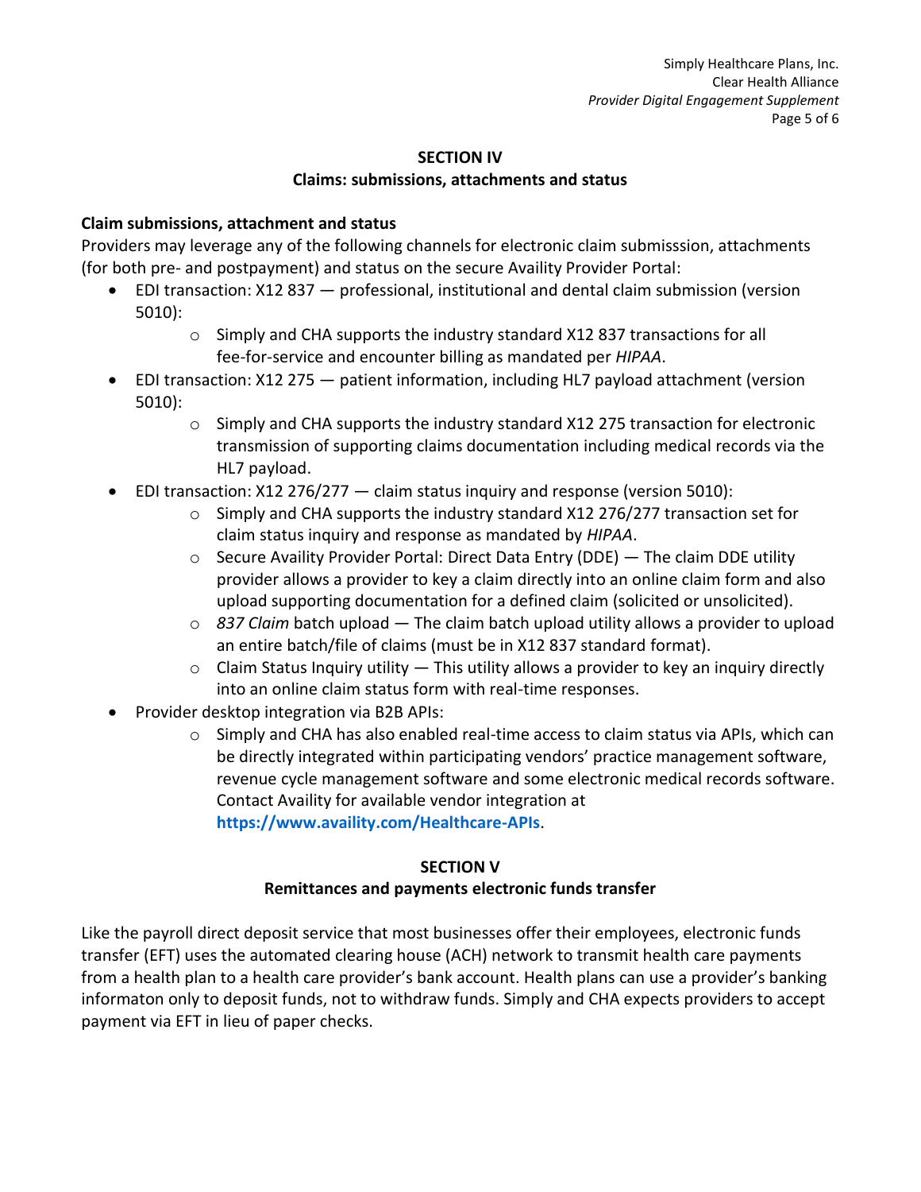## SECTION IV

## Claims: submissions, attachments and status

**Claim submissions, attachment and status**

Providers may leverage any of the following channels for electronic claim submisssion, attachments (for both pre- and postpayment) and status on the secure Availity Provider Portal:

- EDI transaction: X12 837 — professional, institutional and dental claim submission (version 5010):
  - Simply and CHA supports the industry standard X12 837 transactions for all fee-for-service and encounter billing as mandated per *HIPAA*.
- EDI transaction: X12 275 — patient information, including HL7 payload attachment (version 5010):
  - Simply and CHA supports the industry standard X12 275 transaction for electronic transmission of supporting claims documentation including medical records via the HL7 payload.
- EDI transaction: X12 276/277 — claim status inquiry and response (version 5010):
  - Simply and CHA supports the industry standard X12 276/277 transaction set for claim status inquiry and response as mandated by *HIPAA*.
  - Secure Availity Provider Portal: Direct Data Entry (DDE) — The claim DDE utility provider allows a provider to key a claim directly into an online claim form and also upload supporting documentation for a defined claim (solicited or unsolicited).
  - *837 Claim* batch upload — The claim batch upload utility allows a provider to upload an entire batch/file of claims (must be in X12 837 standard format).
  - Claim Status Inquiry utility — This utility allows a provider to key an inquiry directly into an online claim status form with real-time responses.
- Provider desktop integration via B2B APIs:
  - Simply and CHA has also enabled real-time access to claim status via APIs, which can be directly integrated within participating vendors' practice management software, revenue cycle management software and some electronic medical records software. Contact Availity for available vendor integration at **https://www.availity.com/Healthcare-APIs**.

## SECTION V

## Remittances and payments electronic funds transfer

Like the payroll direct deposit service that most businesses offer their employees, electronic funds transfer (EFT) uses the automated clearing house (ACH) network to transmit health care payments from a health plan to a health care provider's bank account. Health plans can use a provider's banking informaton only to deposit funds, not to withdraw funds. Simply and CHA expects providers to accept payment via EFT in lieu of paper checks.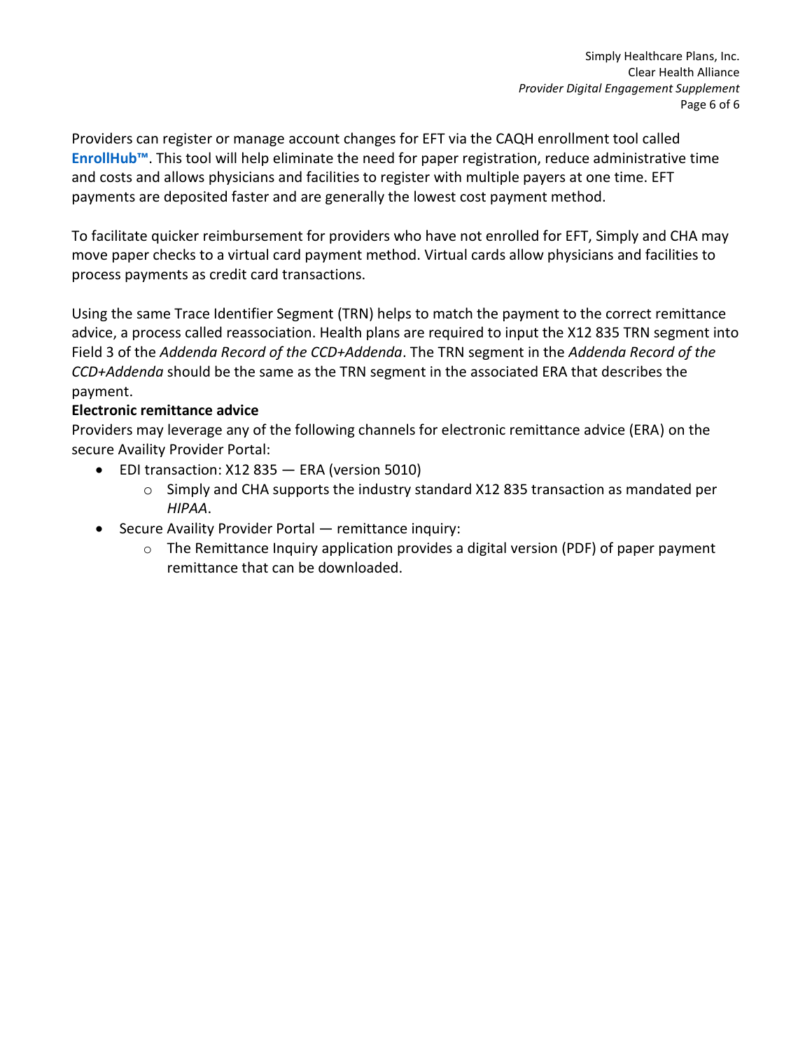Providers can register or manage account changes for EFT via the CAQH enrollment tool called **EnrollHub™**. This tool will help eliminate the need for paper registration, reduce administrative time and costs and allows physicians and facilities to register with multiple payers at one time. EFT payments are deposited faster and are generally the lowest cost payment method.

To facilitate quicker reimbursement for providers who have not enrolled for EFT, Simply and CHA may move paper checks to a virtual card payment method. Virtual cards allow physicians and facilities to process payments as credit card transactions.

Using the same Trace Identifier Segment (TRN) helps to match the payment to the correct remittance advice, a process called reassociation. Health plans are required to input the X12 835 TRN segment into Field 3 of the *Addenda Record of the CCD+Addenda*. The TRN segment in the *Addenda Record of the CCD+Addenda* should be the same as the TRN segment in the associated ERA that describes the payment.

**Electronic remittance advice**

Providers may leverage any of the following channels for electronic remittance advice (ERA) on the secure Availity Provider Portal:

- EDI transaction: X12 835 — ERA (version 5010)
  - Simply and CHA supports the industry standard X12 835 transaction as mandated per *HIPAA*.
- Secure Availity Provider Portal — remittance inquiry:
  - The Remittance Inquiry application provides a digital version (PDF) of paper payment remittance that can be downloaded.